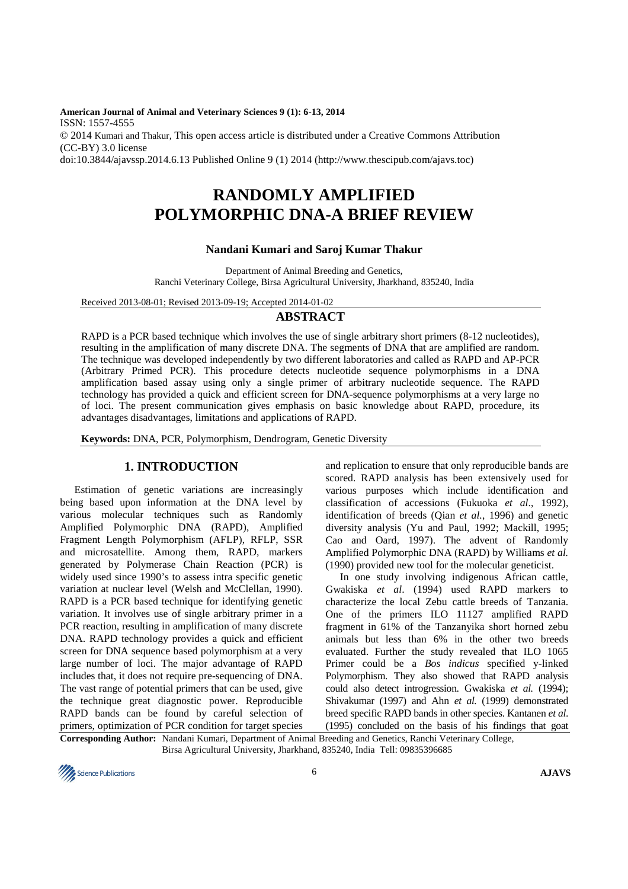**American Journal of Animal and Veterinary Sciences 9 (1): 6-13, 2014**
ISSN: 1557-4555
© 2014 Kumari and Thakur, This open access article is distributed under a Creative Commons Attribution (CC-BY) 3.0 license
doi:10.3844/ajavssp.2014.6.13 Published Online 9 (1) 2014 (http://www.thescipub.com/ajavs.toc)

# RANDOMLY AMPLIFIED POLYMORPHIC DNA-A BRIEF REVIEW

**Nandani Kumari and Saroj Kumar Thakur**

Department of Animal Breeding and Genetics,
Ranchi Veterinary College, Birsa Agricultural University, Jharkhand, 835240, India

Received 2013-08-01; Revised 2013-09-19; Accepted 2014-01-02

## ABSTRACT

RAPD is a PCR based technique which involves the use of single arbitrary short primers (8-12 nucleotides), resulting in the amplification of many discrete DNA. The segments of DNA that are amplified are random. The technique was developed independently by two different laboratories and called as RAPD and AP-PCR (Arbitrary Primed PCR). This procedure detects nucleotide sequence polymorphisms in a DNA amplification based assay using only a single primer of arbitrary nucleotide sequence. The RAPD technology has provided a quick and efficient screen for DNA-sequence polymorphisms at a very large no of loci. The present communication gives emphasis on basic knowledge about RAPD, procedure, its advantages disadvantages, limitations and applications of RAPD.

**Keywords:** DNA, PCR, Polymorphism, Dendrogram, Genetic Diversity

## 1. INTRODUCTION

Estimation of genetic variations are increasingly being based upon information at the DNA level by various molecular techniques such as Randomly Amplified Polymorphic DNA (RAPD), Amplified Fragment Length Polymorphism (AFLP), RFLP, SSR and microsatellite. Among them, RAPD, markers generated by Polymerase Chain Reaction (PCR) is widely used since 1990's to assess intra specific genetic variation at nuclear level (Welsh and McClellan, 1990). RAPD is a PCR based technique for identifying genetic variation. It involves use of single arbitrary primer in a PCR reaction, resulting in amplification of many discrete DNA. RAPD technology provides a quick and efficient screen for DNA sequence based polymorphism at a very large number of loci. The major advantage of RAPD includes that, it does not require pre-sequencing of DNA. The vast range of potential primers that can be used, give the technique great diagnostic power. Reproducible RAPD bands can be found by careful selection of primers, optimization of PCR condition for target species and replication to ensure that only reproducible bands are scored. RAPD analysis has been extensively used for various purposes which include identification and classification of accessions (Fukuoka *et al*., 1992), identification of breeds (Qian *et al.*, 1996) and genetic diversity analysis (Yu and Paul, 1992; Mackill, 1995; Cao and Oard, 1997). The advent of Randomly Amplified Polymorphic DNA (RAPD) by Williams *et al.* (1990) provided new tool for the molecular geneticist.

In one study involving indigenous African cattle, Gwakiska *et al*. (1994) used RAPD markers to characterize the local Zebu cattle breeds of Tanzania. One of the primers ILO 11127 amplified RAPD fragment in 61% of the Tanzanyika short horned zebu animals but less than 6% in the other two breeds evaluated. Further the study revealed that ILO 1065 Primer could be a *Bos indicus* specified y-linked Polymorphism. They also showed that RAPD analysis could also detect introgression. Gwakiska *et al.* (1994); Shivakumar (1997) and Ahn *et al.* (1999) demonstrated breed specific RAPD bands in other species. Kantanen *et al.* (1995) concluded on the basis of his findings that goat

**Corresponding Author:** Nandani Kumari, Department of Animal Breeding and Genetics, Ranchi Veterinary College, Birsa Agricultural University, Jharkhand, 835240, India Tell: 09835396685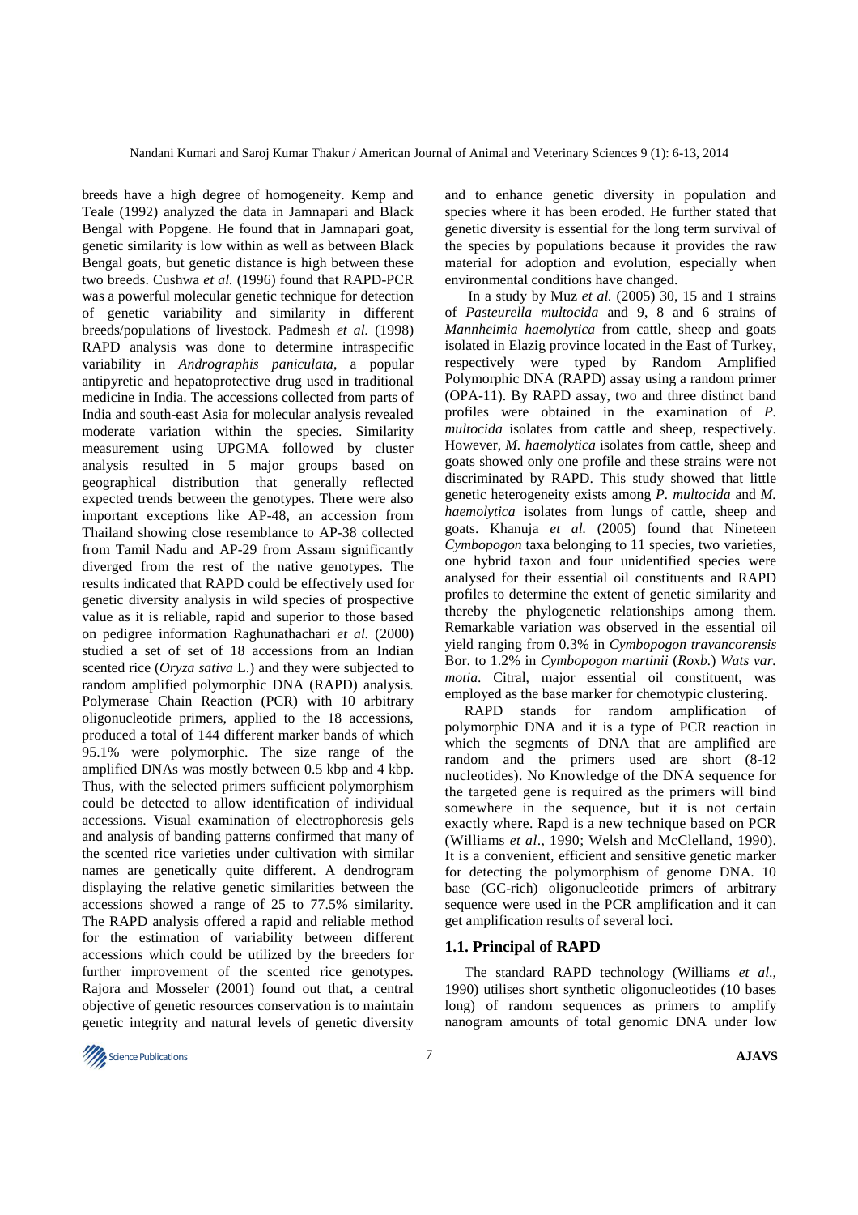breeds have a high degree of homogeneity. Kemp and Teale (1992) analyzed the data in Jamnapari and Black Bengal with Popgene. He found that in Jamnapari goat, genetic similarity is low within as well as between Black Bengal goats, but genetic distance is high between these two breeds. Cushwa *et al.* (1996) found that RAPD-PCR was a powerful molecular genetic technique for detection of genetic variability and similarity in different breeds/populations of livestock. Padmesh *et al.* (1998) RAPD analysis was done to determine intraspecific variability in *Andrographis paniculata*, a popular antipyretic and hepatoprotective drug used in traditional medicine in India. The accessions collected from parts of India and south-east Asia for molecular analysis revealed moderate variation within the species. Similarity measurement using UPGMA followed by cluster analysis resulted in 5 major groups based on geographical distribution that generally reflected expected trends between the genotypes. There were also important exceptions like AP-48, an accession from Thailand showing close resemblance to AP-38 collected from Tamil Nadu and AP-29 from Assam significantly diverged from the rest of the native genotypes. The results indicated that RAPD could be effectively used for genetic diversity analysis in wild species of prospective value as it is reliable, rapid and superior to those based on pedigree information Raghunathachari *et al.* (2000) studied a set of set of 18 accessions from an Indian scented rice (*Oryza sativa* L.) and they were subjected to random amplified polymorphic DNA (RAPD) analysis. Polymerase Chain Reaction (PCR) with 10 arbitrary oligonucleotide primers, applied to the 18 accessions, produced a total of 144 different marker bands of which 95.1% were polymorphic. The size range of the amplified DNAs was mostly between 0.5 kbp and 4 kbp. Thus, with the selected primers sufficient polymorphism could be detected to allow identification of individual accessions. Visual examination of electrophoresis gels and analysis of banding patterns confirmed that many of the scented rice varieties under cultivation with similar names are genetically quite different. A dendrogram displaying the relative genetic similarities between the accessions showed a range of 25 to 77.5% similarity. The RAPD analysis offered a rapid and reliable method for the estimation of variability between different accessions which could be utilized by the breeders for further improvement of the scented rice genotypes. Rajora and Mosseler (2001) found out that, a central objective of genetic resources conservation is to maintain genetic integrity and natural levels of genetic diversity and to enhance genetic diversity in population and species where it has been eroded. He further stated that genetic diversity is essential for the long term survival of the species by populations because it provides the raw material for adoption and evolution, especially when environmental conditions have changed.

In a study by Muz *et al.* (2005) 30, 15 and 1 strains of *Pasteurella multocida* and 9, 8 and 6 strains of *Mannheimia haemolytica* from cattle, sheep and goats isolated in Elazig province located in the East of Turkey, respectively were typed by Random Amplified Polymorphic DNA (RAPD) assay using a random primer (OPA-11). By RAPD assay, two and three distinct band profiles were obtained in the examination of *P. multocida* isolates from cattle and sheep, respectively. However, *M. haemolytica* isolates from cattle, sheep and goats showed only one profile and these strains were not discriminated by RAPD. This study showed that little genetic heterogeneity exists among *P. multocida* and *M. haemolytica* isolates from lungs of cattle, sheep and goats. Khanuja *et al.* (2005) found that Nineteen *Cymbopogon* taxa belonging to 11 species, two varieties, one hybrid taxon and four unidentified species were analysed for their essential oil constituents and RAPD profiles to determine the extent of genetic similarity and thereby the phylogenetic relationships among them. Remarkable variation was observed in the essential oil yield ranging from 0.3% in *Cymbopogon travancorensis* Bor. to 1.2% in *Cymbopogon martinii* (*Roxb.*) *Wats var. motia*. Citral, major essential oil constituent, was employed as the base marker for chemotypic clustering.

RAPD stands for random amplification of polymorphic DNA and it is a type of PCR reaction in which the segments of DNA that are amplified are random and the primers used are short (8-12 nucleotides). No Knowledge of the DNA sequence for the targeted gene is required as the primers will bind somewhere in the sequence, but it is not certain exactly where. Rapd is a new technique based on PCR (Williams *et al*., 1990; Welsh and McClelland, 1990). It is a convenient, efficient and sensitive genetic marker for detecting the polymorphism of genome DNA. 10 base (GC-rich) oligonucleotide primers of arbitrary sequence were used in the PCR amplification and it can get amplification results of several loci.

### 1.1. Principal of RAPD

The standard RAPD technology (Williams *et al*., 1990) utilises short synthetic oligonucleotides (10 bases long) of random sequences as primers to amplify nanogram amounts of total genomic DNA under low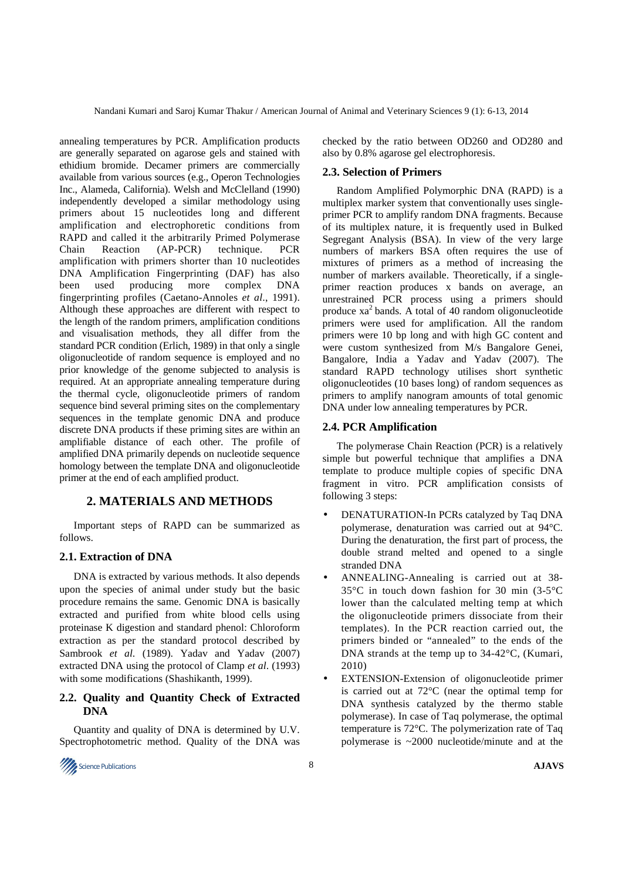annealing temperatures by PCR. Amplification products are generally separated on agarose gels and stained with ethidium bromide. Decamer primers are commercially available from various sources (e.g., Operon Technologies Inc., Alameda, California). Welsh and McClelland (1990) independently developed a similar methodology using primers about 15 nucleotides long and different amplification and electrophoretic conditions from RAPD and called it the arbitrarily Primed Polymerase Chain Reaction (AP-PCR) technique. PCR amplification with primers shorter than 10 nucleotides DNA Amplification Fingerprinting (DAF) has also been used producing more complex DNA fingerprinting profiles (Caetano-Annoles *et al*., 1991). Although these approaches are different with respect to the length of the random primers, amplification conditions and visualisation methods, they all differ from the standard PCR condition (Erlich, 1989) in that only a single oligonucleotide of random sequence is employed and no prior knowledge of the genome subjected to analysis is required. At an appropriate annealing temperature during the thermal cycle, oligonucleotide primers of random sequence bind several priming sites on the complementary sequences in the template genomic DNA and produce discrete DNA products if these priming sites are within an amplifiable distance of each other. The profile of amplified DNA primarily depends on nucleotide sequence homology between the template DNA and oligonucleotide primer at the end of each amplified product.

## 2. MATERIALS AND METHODS

Important steps of RAPD can be summarized as follows.

### 2.1. Extraction of DNA

DNA is extracted by various methods. It also depends upon the species of animal under study but the basic procedure remains the same. Genomic DNA is basically extracted and purified from white blood cells using proteinase K digestion and standard phenol: Chloroform extraction as per the standard protocol described by Sambrook *et al.* (1989). Yadav and Yadav (2007) extracted DNA using the protocol of Clamp *et al*. (1993) with some modifications (Shashikanth, 1999).

### 2.2. Quality and Quantity Check of Extracted DNA

Quantity and quality of DNA is determined by U.V. Spectrophotometric method. Quality of the DNA was checked by the ratio between OD260 and OD280 and also by 0.8% agarose gel electrophoresis.

### 2.3. Selection of Primers

Random Amplified Polymorphic DNA (RAPD) is a multiplex marker system that conventionally uses single-primer PCR to amplify random DNA fragments. Because of its multiplex nature, it is frequently used in Bulked Segregant Analysis (BSA). In view of the very large numbers of markers BSA often requires the use of mixtures of primers as a method of increasing the number of markers available. Theoretically, if a single-primer reaction produces x bands on average, an unrestrained PCR process using a primers should produce $xa^2$ bands. A total of 40 random oligonucleotide primers were used for amplification. All the random primers were 10 bp long and with high GC content and were custom synthesized from M/s Bangalore Genei, Bangalore, India a Yadav and Yadav (2007). The standard RAPD technology utilises short synthetic oligonucleotides (10 bases long) of random sequences as primers to amplify nanogram amounts of total genomic DNA under low annealing temperatures by PCR.

### 2.4. PCR Amplification

The polymerase Chain Reaction (PCR) is a relatively simple but powerful technique that amplifies a DNA template to produce multiple copies of specific DNA fragment in vitro. PCR amplification consists of following 3 steps:

- DENATURATION-In PCRs catalyzed by Taq DNA polymerase, denaturation was carried out at 94°C. During the denaturation, the first part of process, the double strand melted and opened to a single stranded DNA
- ANNEALING-Annealing is carried out at 38-35°C in touch down fashion for 30 min (3-5°C lower than the calculated melting temp at which the oligonucleotide primers dissociate from their templates). In the PCR reaction carried out, the primers binded or "annealed" to the ends of the DNA strands at the temp up to 34-42°C, (Kumari, 2010)
- EXTENSION-Extension of oligonucleotide primer is carried out at 72°C (near the optimal temp for DNA synthesis catalyzed by the thermo stable polymerase). In case of Taq polymerase, the optimal temperature is 72°C. The polymerization rate of Taq polymerase is ~2000 nucleotide/minute and at the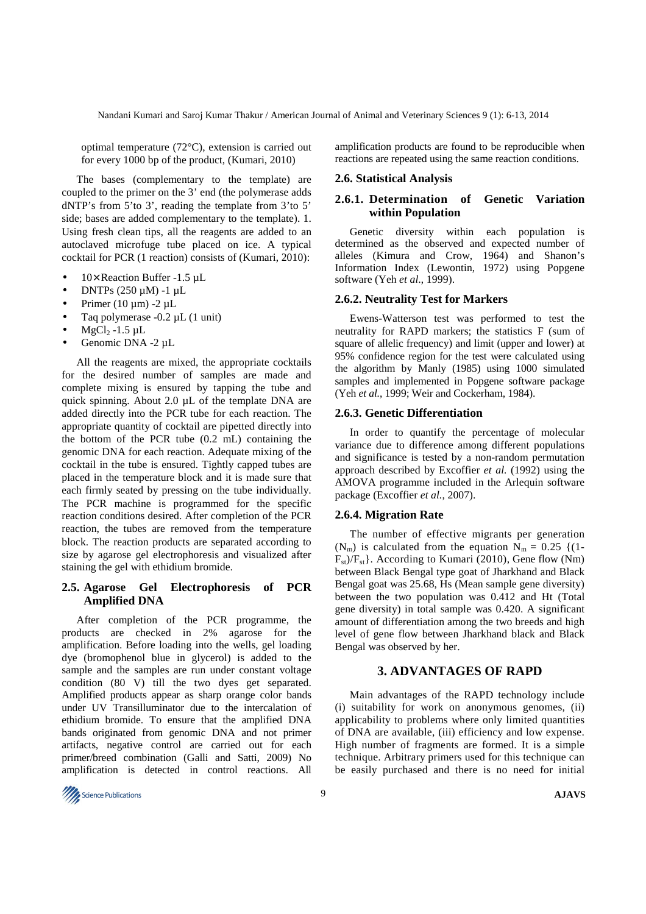optimal temperature (72°C), extension is carried out for every 1000 bp of the product, (Kumari, 2010)

The bases (complementary to the template) are coupled to the primer on the 3' end (the polymerase adds dNTP's from 5'to 3', reading the template from 3'to 5' side; bases are added complementary to the template). 1. Using fresh clean tips, all the reagents are added to an autoclaved microfuge tube placed on ice. A typical cocktail for PCR (1 reaction) consists of (Kumari, 2010):

- 10× Reaction Buffer -1.5 µL
- DNTPs (250 µM) -1 µL
- Primer (10 µm) -2 µL
- Taq polymerase -0.2 µL (1 unit)
- $MgCl_2$ -1.5 µL
- Genomic DNA -2 µL

All the reagents are mixed, the appropriate cocktails for the desired number of samples are made and complete mixing is ensured by tapping the tube and quick spinning. About 2.0 µL of the template DNA are added directly into the PCR tube for each reaction. The appropriate quantity of cocktail are pipetted directly into the bottom of the PCR tube (0.2 mL) containing the genomic DNA for each reaction. Adequate mixing of the cocktail in the tube is ensured. Tightly capped tubes are placed in the temperature block and it is made sure that each firmly seated by pressing on the tube individually. The PCR machine is programmed for the specific reaction conditions desired. After completion of the PCR reaction, the tubes are removed from the temperature block. The reaction products are separated according to size by agarose gel electrophoresis and visualized after staining the gel with ethidium bromide.

### 2.5. Agarose Gel Electrophoresis of PCR Amplified DNA

After completion of the PCR programme, the products are checked in 2% agarose for the amplification. Before loading into the wells, gel loading dye (bromophenol blue in glycerol) is added to the sample and the samples are run under constant voltage condition (80 V) till the two dyes get separated. Amplified products appear as sharp orange color bands under UV Transilluminator due to the intercalation of ethidium bromide. To ensure that the amplified DNA bands originated from genomic DNA and not primer artifacts, negative control are carried out for each primer/breed combination (Galli and Satti, 2009) No amplification is detected in control reactions. All amplification products are found to be reproducible when reactions are repeated using the same reaction conditions.

### 2.6. Statistical Analysis

#### 2.6.1. Determination of Genetic Variation within Population

Genetic diversity within each population is determined as the observed and expected number of alleles (Kimura and Crow, 1964) and Shanon's Information Index (Lewontin, 1972) using Popgene software (Yeh *et al*., 1999).

#### 2.6.2. Neutrality Test for Markers

Ewens-Watterson test was performed to test the neutrality for RAPD markers; the statistics F (sum of square of allelic frequency) and limit (upper and lower) at 95% confidence region for the test were calculated using the algorithm by Manly (1985) using 1000 simulated samples and implemented in Popgene software package (Yeh *et al.*, 1999; Weir and Cockerham, 1984).

#### 2.6.3. Genetic Differentiation

In order to quantify the percentage of molecular variance due to difference among different populations and significance is tested by a non-random permutation approach described by Excoffier *et al.* (1992) using the AMOVA programme included in the Arlequin software package (Excoffier *et al.*, 2007).

#### 2.6.4. Migration Rate

The number of effective migrants per generation ($N_m$) is calculated from the equation $N_m = 0.25\ \{(1-F_{st})/F_{st}\}$. According to Kumari (2010), Gene flow (Nm) between Black Bengal type goat of Jharkhand and Black Bengal goat was 25.68, Hs (Mean sample gene diversity) between the two population was 0.412 and Ht (Total gene diversity) in total sample was 0.420. A significant amount of differentiation among the two breeds and high level of gene flow between Jharkhand black and Black Bengal was observed by her.

## 3. ADVANTAGES OF RAPD

Main advantages of the RAPD technology include (i) suitability for work on anonymous genomes, (ii) applicability to problems where only limited quantities of DNA are available, (iii) efficiency and low expense. High number of fragments are formed. It is a simple technique. Arbitrary primers used for this technique can be easily purchased and there is no need for initial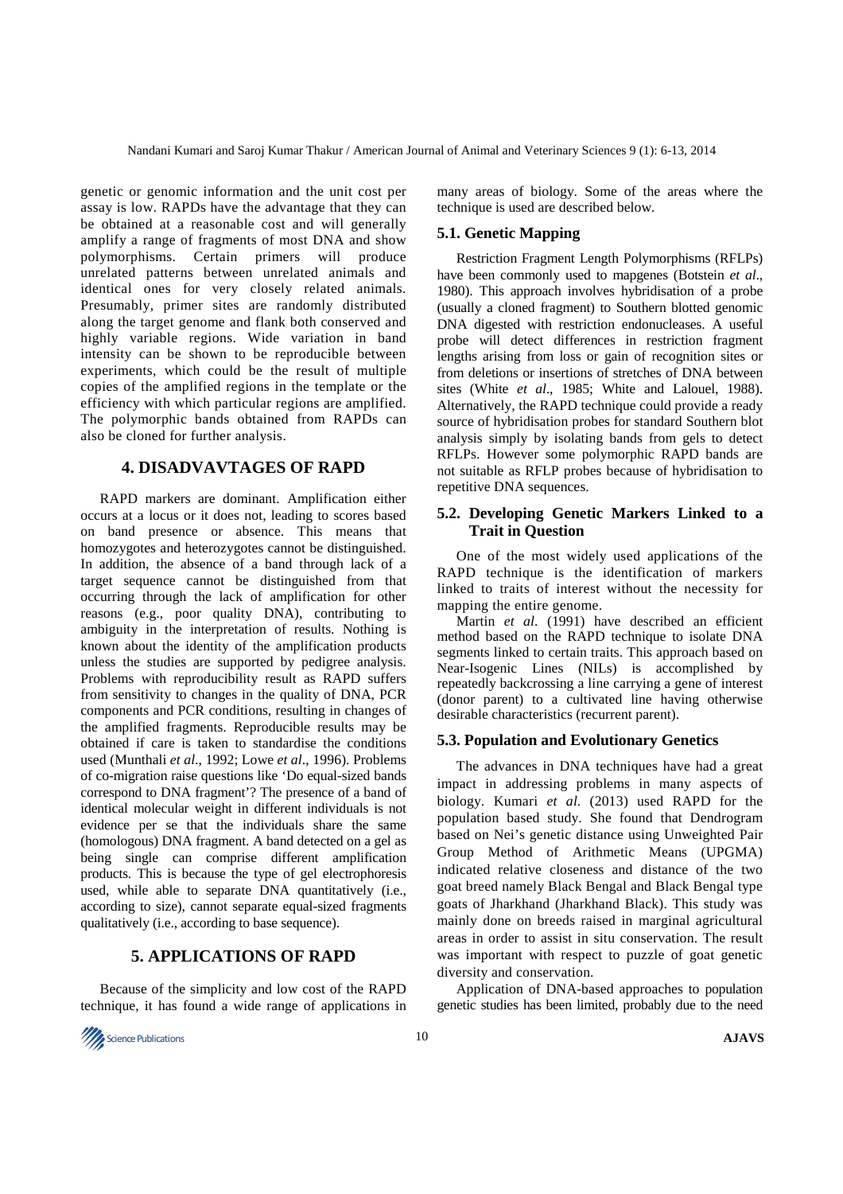genetic or genomic information and the unit cost per assay is low. RAPDs have the advantage that they can be obtained at a reasonable cost and will generally amplify a range of fragments of most DNA and show polymorphisms. Certain primers will produce unrelated patterns between unrelated animals and identical ones for very closely related animals. Presumably, primer sites are randomly distributed along the target genome and flank both conserved and highly variable regions. Wide variation in band intensity can be shown to be reproducible between experiments, which could be the result of multiple copies of the amplified regions in the template or the efficiency with which particular regions are amplified. The polymorphic bands obtained from RAPDs can also be cloned for further analysis.

## 4. DISADVAVTAGES OF RAPD

RAPD markers are dominant. Amplification either occurs at a locus or it does not, leading to scores based on band presence or absence. This means that homozygotes and heterozygotes cannot be distinguished. In addition, the absence of a band through lack of a target sequence cannot be distinguished from that occurring through the lack of amplification for other reasons (e.g., poor quality DNA), contributing to ambiguity in the interpretation of results. Nothing is known about the identity of the amplification products unless the studies are supported by pedigree analysis. Problems with reproducibility result as RAPD suffers from sensitivity to changes in the quality of DNA, PCR components and PCR conditions, resulting in changes of the amplified fragments. Reproducible results may be obtained if care is taken to standardise the conditions used (Munthali *et al*., 1992; Lowe *et al*., 1996). Problems of co-migration raise questions like 'Do equal-sized bands correspond to DNA fragment'? The presence of a band of identical molecular weight in different individuals is not evidence per se that the individuals share the same (homologous) DNA fragment. A band detected on a gel as being single can comprise different amplification products. This is because the type of gel electrophoresis used, while able to separate DNA quantitatively (i.e., according to size), cannot separate equal-sized fragments qualitatively (i.e., according to base sequence).

## 5. APPLICATIONS OF RAPD

Because of the simplicity and low cost of the RAPD technique, it has found a wide range of applications in many areas of biology. Some of the areas where the technique is used are described below.

### 5.1. Genetic Mapping

Restriction Fragment Length Polymorphisms (RFLPs) have been commonly used to mapgenes (Botstein *et al*., 1980). This approach involves hybridisation of a probe (usually a cloned fragment) to Southern blotted genomic DNA digested with restriction endonucleases. A useful probe will detect differences in restriction fragment lengths arising from loss or gain of recognition sites or from deletions or insertions of stretches of DNA between sites (White *et al*., 1985; White and Lalouel, 1988). Alternatively, the RAPD technique could provide a ready source of hybridisation probes for standard Southern blot analysis simply by isolating bands from gels to detect RFLPs. However some polymorphic RAPD bands are not suitable as RFLP probes because of hybridisation to repetitive DNA sequences.

### 5.2. Developing Genetic Markers Linked to a Trait in Question

One of the most widely used applications of the RAPD technique is the identification of markers linked to traits of interest without the necessity for mapping the entire genome.

Martin *et al*. (1991) have described an efficient method based on the RAPD technique to isolate DNA segments linked to certain traits. This approach based on Near-Isogenic Lines (NILs) is accomplished by repeatedly backcrossing a line carrying a gene of interest (donor parent) to a cultivated line having otherwise desirable characteristics (recurrent parent).

### 5.3. Population and Evolutionary Genetics

The advances in DNA techniques have had a great impact in addressing problems in many aspects of biology. Kumari *et al*. (2013) used RAPD for the population based study. She found that Dendrogram based on Nei's genetic distance using Unweighted Pair Group Method of Arithmetic Means (UPGMA) indicated relative closeness and distance of the two goat breed namely Black Bengal and Black Bengal type goats of Jharkhand (Jharkhand Black). This study was mainly done on breeds raised in marginal agricultural areas in order to assist in situ conservation. The result was important with respect to puzzle of goat genetic diversity and conservation.

Application of DNA-based approaches to population genetic studies has been limited, probably due to the need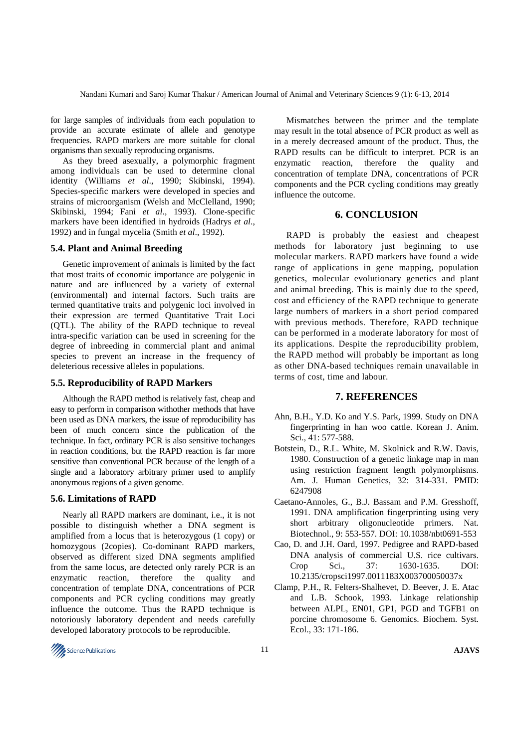for large samples of individuals from each population to provide an accurate estimate of allele and genotype frequencies. RAPD markers are more suitable for clonal organisms than sexually reproducing organisms.

As they breed asexually, a polymorphic fragment among individuals can be used to determine clonal identity (Williams *et al*., 1990; Skibinski, 1994). Species-specific markers were developed in species and strains of microorganism (Welsh and McClelland, 1990; Skibinski, 1994; Fani *et al*., 1993). Clone-specific markers have been identified in hydroids (Hadrys *et al*., 1992) and in fungal mycelia (Smith *et al*., 1992).

### 5.4. Plant and Animal Breeding

Genetic improvement of animals is limited by the fact that most traits of economic importance are polygenic in nature and are influenced by a variety of external (environmental) and internal factors. Such traits are termed quantitative traits and polygenic loci involved in their expression are termed Quantitative Trait Loci (QTL). The ability of the RAPD technique to reveal intra-specific variation can be used in screening for the degree of inbreeding in commercial plant and animal species to prevent an increase in the frequency of deleterious recessive alleles in populations.

### 5.5. Reproducibility of RAPD Markers

Although the RAPD method is relatively fast, cheap and easy to perform in comparison withother methods that have been used as DNA markers, the issue of reproducibility has been of much concern since the publication of the technique. In fact, ordinary PCR is also sensitive tochanges in reaction conditions, but the RAPD reaction is far more sensitive than conventional PCR because of the length of a single and a laboratory arbitrary primer used to amplify anonymous regions of a given genome.

### 5.6. Limitations of RAPD

Nearly all RAPD markers are dominant, i.e., it is not possible to distinguish whether a DNA segment is amplified from a locus that is heterozygous (1 copy) or homozygous (2copies). Co-dominant RAPD markers, observed as different sized DNA segments amplified from the same locus, are detected only rarely PCR is an enzymatic reaction, therefore the quality and concentration of template DNA, concentrations of PCR components and PCR cycling conditions may greatly influence the outcome. Thus the RAPD technique is notoriously laboratory dependent and needs carefully developed laboratory protocols to be reproducible.

Mismatches between the primer and the template may result in the total absence of PCR product as well as in a merely decreased amount of the product. Thus, the RAPD results can be difficult to interpret. PCR is an enzymatic reaction, therefore the quality and concentration of template DNA, concentrations of PCR components and the PCR cycling conditions may greatly influence the outcome.

## 6. CONCLUSION

RAPD is probably the easiest and cheapest methods for laboratory just beginning to use molecular markers. RAPD markers have found a wide range of applications in gene mapping, population genetics, molecular evolutionary genetics and plant and animal breeding. This is mainly due to the speed, cost and efficiency of the RAPD technique to generate large numbers of markers in a short period compared with previous methods. Therefore, RAPD technique can be performed in a moderate laboratory for most of its applications. Despite the reproducibility problem, the RAPD method will probably be important as long as other DNA-based techniques remain unavailable in terms of cost, time and labour.

## 7. REFERENCES

Ahn, B.H., Y.D. Ko and Y.S. Park, 1999. Study on DNA fingerprinting in han woo cattle. Korean J. Anim. Sci., 41: 577-588.

Botstein, D., R.L. White, M. Skolnick and R.W. Davis, 1980. Construction of a genetic linkage map in man using restriction fragment length polymorphisms. Am. J. Human Genetics, 32: 314-331. PMID: 6247908

Caetano-Annoles, G., B.J. Bassam and P.M. Gresshoff, 1991. DNA amplification fingerprinting using very short arbitrary oligonucleotide primers. Nat. Biotechnol., 9: 553-557. DOI: 10.1038/nbt0691-553

Cao, D. and J.H. Oard, 1997. Pedigree and RAPD-based DNA analysis of commercial U.S. rice cultivars. Crop Sci., 37: 1630-1635. DOI: 10.2135/cropsci1997.0011183X003700050037x

Clamp, P.H., R. Felters-Shalhevet, D. Beever, J. E. Atac and L.B. Schook, 1993. Linkage relationship between ALPL, EN01, GP1, PGD and TGFB1 on porcine chromosome 6. Genomics. Biochem. Syst. Ecol., 33: 171-186.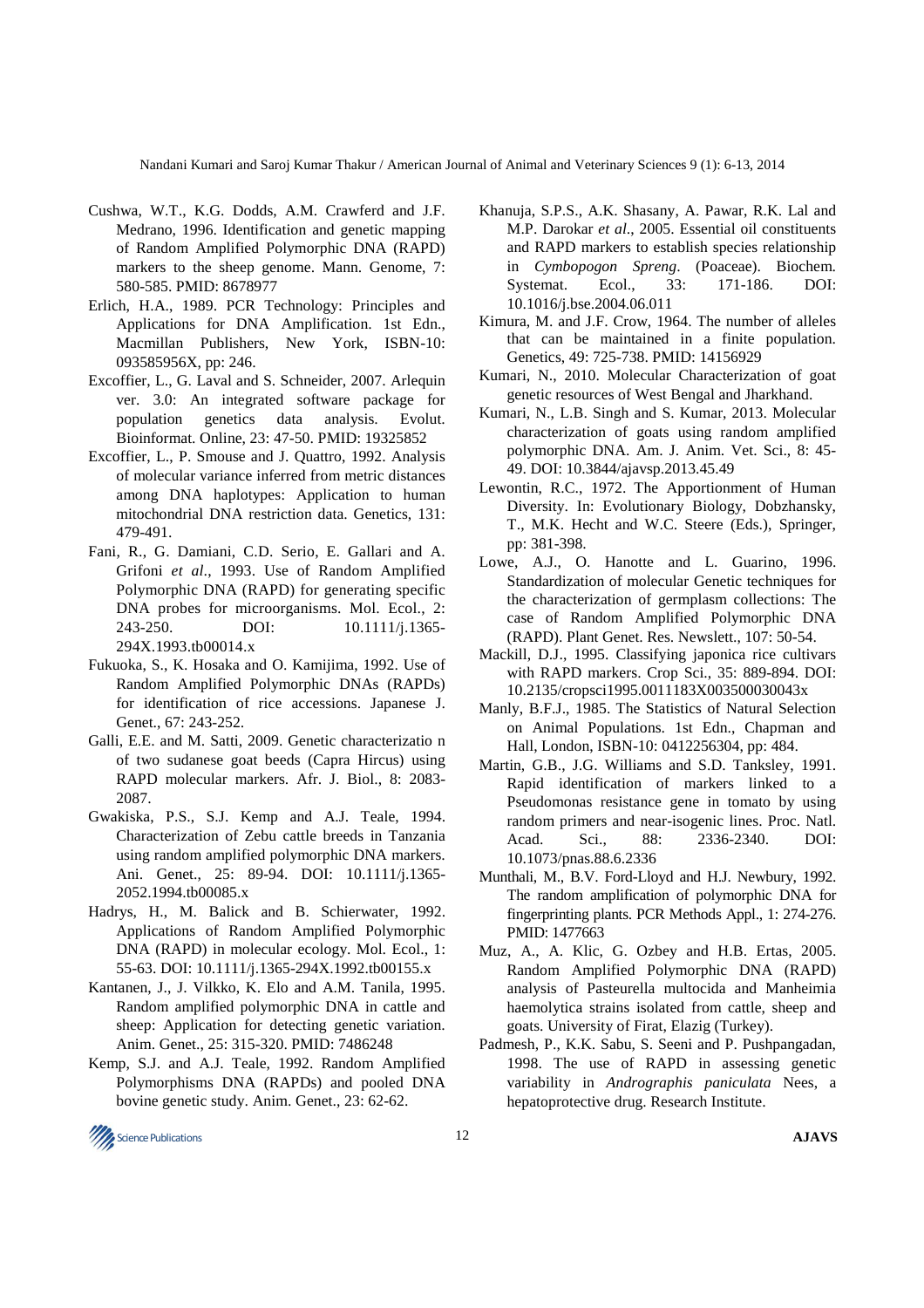Cushwa, W.T., K.G. Dodds, A.M. Crawferd and J.F. Medrano, 1996. Identification and genetic mapping of Random Amplified Polymorphic DNA (RAPD) markers to the sheep genome. Mann. Genome, 7: 580-585. PMID: 8678977

Erlich, H.A., 1989. PCR Technology: Principles and Applications for DNA Amplification. 1st Edn., Macmillan Publishers, New York, ISBN-10: 093585956X, pp: 246.

Excoffier, L., G. Laval and S. Schneider, 2007. Arlequin ver. 3.0: An integrated software package for population genetics data analysis. Evolut. Bioinformat. Online, 23: 47-50. PMID: 19325852

Excoffier, L., P. Smouse and J. Quattro, 1992. Analysis of molecular variance inferred from metric distances among DNA haplotypes: Application to human mitochondrial DNA restriction data. Genetics, 131: 479-491.

Fani, R., G. Damiani, C.D. Serio, E. Gallari and A. Grifoni *et al*., 1993. Use of Random Amplified Polymorphic DNA (RAPD) for generating specific DNA probes for microorganisms. Mol. Ecol., 2: 243-250. DOI: 10.1111/j.1365-294X.1993.tb00014.x

Fukuoka, S., K. Hosaka and O. Kamijima, 1992. Use of Random Amplified Polymorphic DNAs (RAPDs) for identification of rice accessions. Japanese J. Genet., 67: 243-252.

Galli, E.E. and M. Satti, 2009. Genetic characterizatio n of two sudanese goat beeds (Capra Hircus) using RAPD molecular markers. Afr. J. Biol., 8: 2083-2087.

Gwakiska, P.S., S.J. Kemp and A.J. Teale, 1994. Characterization of Zebu cattle breeds in Tanzania using random amplified polymorphic DNA markers. Ani. Genet., 25: 89-94. DOI: 10.1111/j.1365-2052.1994.tb00085.x

Hadrys, H., M. Balick and B. Schierwater, 1992. Applications of Random Amplified Polymorphic DNA (RAPD) in molecular ecology. Mol. Ecol., 1: 55-63. DOI: 10.1111/j.1365-294X.1992.tb00155.x

Kantanen, J., J. Vilkko, K. Elo and A.M. Tanila, 1995. Random amplified polymorphic DNA in cattle and sheep: Application for detecting genetic variation. Anim. Genet., 25: 315-320. PMID: 7486248

Kemp, S.J. and A.J. Teale, 1992. Random Amplified Polymorphisms DNA (RAPDs) and pooled DNA bovine genetic study. Anim. Genet., 23: 62-62.

Khanuja, S.P.S., A.K. Shasany, A. Pawar, R.K. Lal and M.P. Darokar *et al*., 2005. Essential oil constituents and RAPD markers to establish species relationship in *Cymbopogon Spreng*. (Poaceae). Biochem. Systemat. Ecol., 33: 171-186. DOI: 10.1016/j.bse.2004.06.011

Kimura, M. and J.F. Crow, 1964. The number of alleles that can be maintained in a finite population. Genetics, 49: 725-738. PMID: 14156929

Kumari, N., 2010. Molecular Characterization of goat genetic resources of West Bengal and Jharkhand.

Kumari, N., L.B. Singh and S. Kumar, 2013. Molecular characterization of goats using random amplified polymorphic DNA. Am. J. Anim. Vet. Sci., 8: 45-49. DOI: 10.3844/ajavsp.2013.45.49

Lewontin, R.C., 1972. The Apportionment of Human Diversity. In: Evolutionary Biology, Dobzhansky, T., M.K. Hecht and W.C. Steere (Eds.), Springer, pp: 381-398.

Lowe, A.J., O. Hanotte and L. Guarino, 1996. Standardization of molecular Genetic techniques for the characterization of germplasm collections: The case of Random Amplified Polymorphic DNA (RAPD). Plant Genet. Res. Newslett., 107: 50-54.

Mackill, D.J., 1995. Classifying japonica rice cultivars with RAPD markers. Crop Sci., 35: 889-894. DOI: 10.2135/cropsci1995.0011183X003500030043x

Manly, B.F.J., 1985. The Statistics of Natural Selection on Animal Populations. 1st Edn., Chapman and Hall, London, ISBN-10: 0412256304, pp: 484.

Martin, G.B., J.G. Williams and S.D. Tanksley, 1991. Rapid identification of markers linked to a Pseudomonas resistance gene in tomato by using random primers and near-isogenic lines. Proc. Natl. Acad. Sci., 88: 2336-2340. DOI: 10.1073/pnas.88.6.2336

Munthali, M., B.V. Ford-Lloyd and H.J. Newbury, 1992. The random amplification of polymorphic DNA for fingerprinting plants. PCR Methods Appl., 1: 274-276. PMID: 1477663

Muz, A., A. Klic, G. Ozbey and H.B. Ertas, 2005. Random Amplified Polymorphic DNA (RAPD) analysis of Pasteurella multocida and Manheimia haemolytica strains isolated from cattle, sheep and goats. University of Firat, Elazig (Turkey).

Padmesh, P., K.K. Sabu, S. Seeni and P. Pushpangadan, 1998. The use of RAPD in assessing genetic variability in *Andrographis paniculata* Nees, a hepatoprotective drug. Research Institute.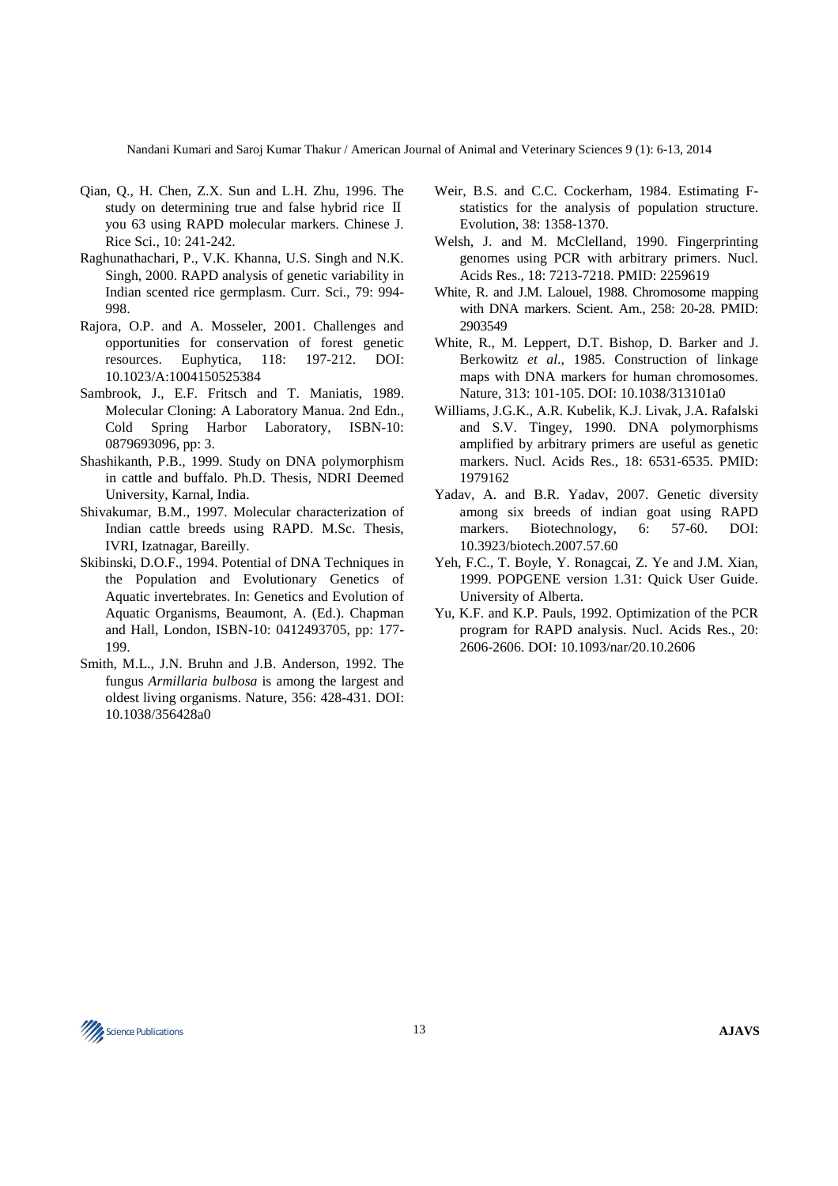Qian, Q., H. Chen, Z.X. Sun and L.H. Zhu, 1996. The study on determining true and false hybrid rice Ⅱ you 63 using RAPD molecular markers. Chinese J. Rice Sci., 10: 241-242.

Raghunathachari, P., V.K. Khanna, U.S. Singh and N.K. Singh, 2000. RAPD analysis of genetic variability in Indian scented rice germplasm. Curr. Sci., 79: 994-998.

Rajora, O.P. and A. Mosseler, 2001. Challenges and opportunities for conservation of forest genetic resources. Euphytica, 118: 197-212. DOI: 10.1023/A:1004150525384

Sambrook, J., E.F. Fritsch and T. Maniatis, 1989. Molecular Cloning: A Laboratory Manua. 2nd Edn., Cold Spring Harbor Laboratory, ISBN-10: 0879693096, pp: 3.

Shashikanth, P.B., 1999. Study on DNA polymorphism in cattle and buffalo. Ph.D. Thesis, NDRI Deemed University, Karnal, India.

Shivakumar, B.M., 1997. Molecular characterization of Indian cattle breeds using RAPD. M.Sc. Thesis, IVRI, Izatnagar, Bareilly.

Skibinski, D.O.F., 1994. Potential of DNA Techniques in the Population and Evolutionary Genetics of Aquatic invertebrates. In: Genetics and Evolution of Aquatic Organisms, Beaumont, A. (Ed.). Chapman and Hall, London, ISBN-10: 0412493705, pp: 177-199.

Smith, M.L., J.N. Bruhn and J.B. Anderson, 1992. The fungus *Armillaria bulbosa* is among the largest and oldest living organisms. Nature, 356: 428-431. DOI: 10.1038/356428a0

Weir, B.S. and C.C. Cockerham, 1984. Estimating F-statistics for the analysis of population structure. Evolution, 38: 1358-1370.

Welsh, J. and M. McClelland, 1990. Fingerprinting genomes using PCR with arbitrary primers. Nucl. Acids Res., 18: 7213-7218. PMID: 2259619

White, R. and J.M. Lalouel, 1988. Chromosome mapping with DNA markers. Scient. Am., 258: 20-28. PMID: 2903549

White, R., M. Leppert, D.T. Bishop, D. Barker and J. Berkowitz *et al*., 1985. Construction of linkage maps with DNA markers for human chromosomes. Nature, 313: 101-105. DOI: 10.1038/313101a0

Williams, J.G.K., A.R. Kubelik, K.J. Livak, J.A. Rafalski and S.V. Tingey, 1990. DNA polymorphisms amplified by arbitrary primers are useful as genetic markers. Nucl. Acids Res., 18: 6531-6535. PMID: 1979162

Yadav, A. and B.R. Yadav, 2007. Genetic diversity among six breeds of indian goat using RAPD markers. Biotechnology, 6: 57-60. DOI: 10.3923/biotech.2007.57.60

Yeh, F.C., T. Boyle, Y. Ronagcai, Z. Ye and J.M. Xian, 1999. POPGENE version 1.31: Quick User Guide. University of Alberta.

Yu, K.F. and K.P. Pauls, 1992. Optimization of the PCR program for RAPD analysis. Nucl. Acids Res., 20: 2606-2606. DOI: 10.1093/nar/20.10.2606